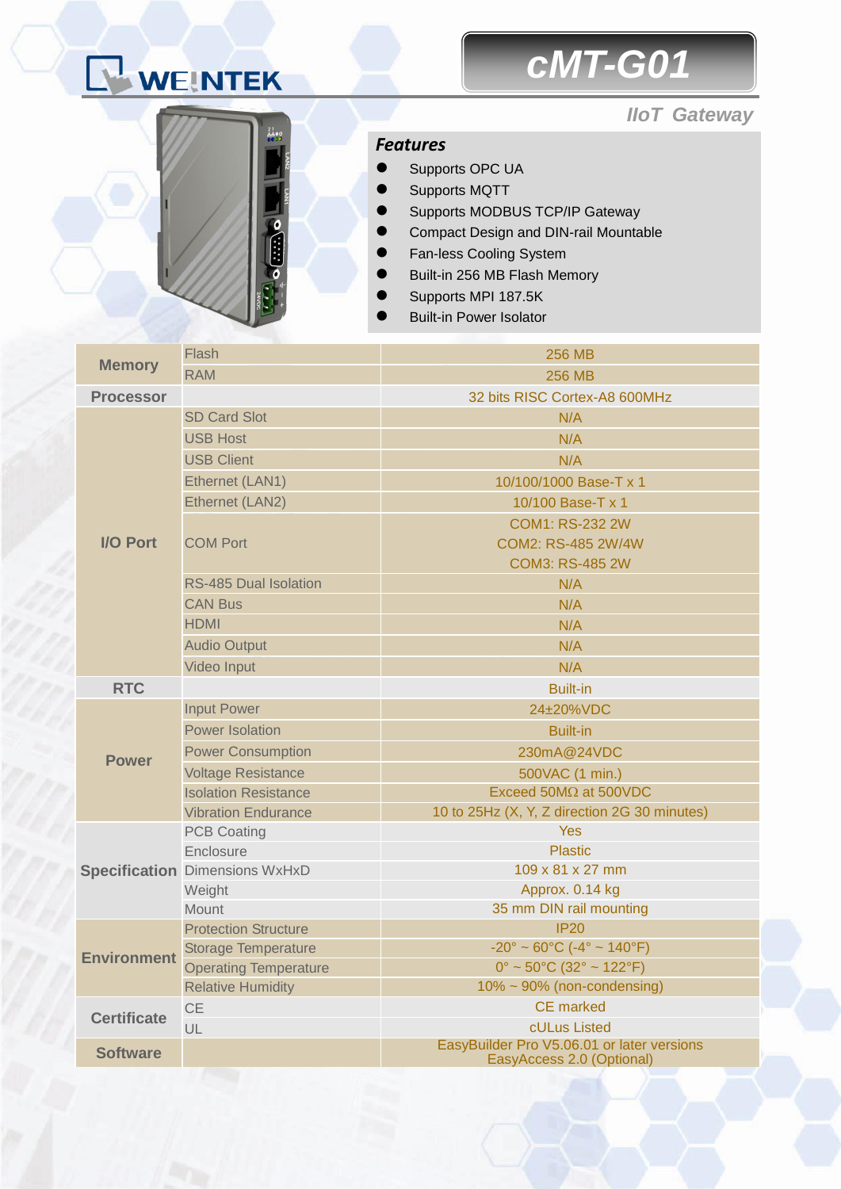WEINTEK

# cMT-G01

*IIoT Gateway*

### *Features*

- Supports OPC UA
- Supports MQTT
- Supports MODBUS TCP/IP Gateway
- Compact Design and DIN-rail Mountable
- Fan-less Cooling System
- Built-in 256 MB Flash Memory
- Supports MPI 187.5K
- Built-in Power Isolator

| | | |
|---|---|---|
| **Memory** | Flash | 256 MB |
| | RAM | 256 MB |
| **Processor** | | 32 bits RISC Cortex-A8 600MHz |
| **I/O Port** | SD Card Slot | N/A |
| | USB Host | N/A |
| | USB Client | N/A |
| | Ethernet (LAN1) | 10/100/1000 Base-T x 1 |
| | Ethernet (LAN2) | 10/100 Base-T x 1 |
| | COM Port | COM1: RS-232 2W<br>COM2: RS-485 2W/4W<br>COM3: RS-485 2W |
| | RS-485 Dual Isolation | N/A |
| | CAN Bus | N/A |
| | HDMI | N/A |
| | Audio Output | N/A |
| | Video Input | N/A |
| **RTC** | | Built-in |
| **Power** | Input Power | 24±20%VDC |
| | Power Isolation | Built-in |
| | Power Consumption | 230mA@24VDC |
| | Voltage Resistance | 500VAC (1 min.) |
| | Isolation Resistance | Exceed 50MΩ at 500VDC |
| | Vibration Endurance | 10 to 25Hz (X, Y, Z direction 2G 30 minutes) |
| **Specification** | PCB Coating | Yes |
| | Enclosure | Plastic |
| | Dimensions WxHxD | 109 x 81 x 27 mm |
| | Weight | Approx. 0.14 kg |
| | Mount | 35 mm DIN rail mounting |
| **Environment** | Protection Structure | IP20 |
| | Storage Temperature | -20° ~ 60°C (-4° ~ 140°F) |
| | Operating Temperature | 0° ~ 50°C (32° ~ 122°F) |
| | Relative Humidity | 10% ~ 90% (non-condensing) |
| **Certificate** | CE | CE marked |
| | UL | cULus Listed |
| **Software** | | EasyBuilder Pro V5.06.01 or later versions<br>EasyAccess 2.0 (Optional) |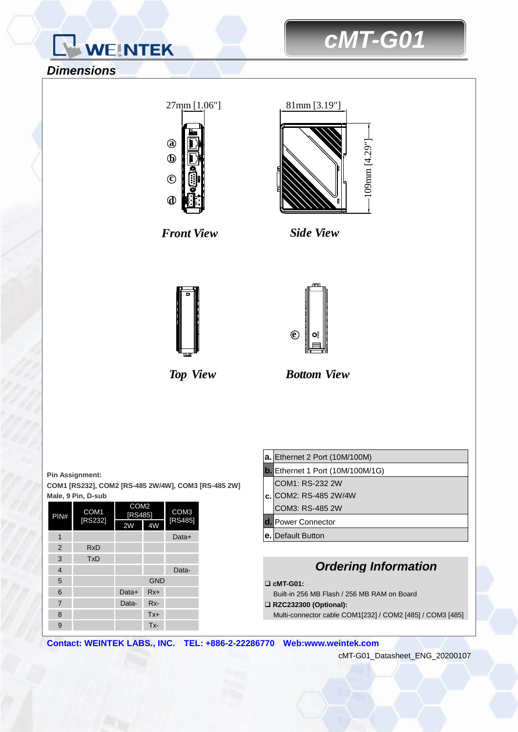## Dimensions

27mm [1.06"]

81mm [3.19"]

109mm [4.29"]

Front View

Side View

Top View

Bottom View

| | |
|---|---|
| **a.** | Ethernet 2 Port (10M/100M) |
| **b.** | Ethernet 1 Port (10M/100M/1G) |
| **c.** | COM1: RS-232 2W<br>COM2: RS-485 2W/4W<br>COM3: RS-485 2W |
| **d.** | Power Connector |
| **e.** | Default Button |

**Pin Assignment:**

**COM1 [RS232], COM2 [RS-485 2W/4W], COM3 [RS-485 2W]**

**Male, 9 Pin, D-sub**

| PIN# | COM1 [RS232] | COM2 [RS485] | | COM3 [RS485] |
|---|---|---|---|---|
| | | 2W | 4W | |
| 1 | | | | Data+ |
| 2 | RxD | | | |
| 3 | TxD | | | |
| 4 | | | | Data- |
| 5 | | GND | | |
| 6 | | Data+ | Rx+ | |
| 7 | | Data- | Rx- | |
| 8 | | | Tx+ | |
| 9 | | | Tx- | |

## Ordering Information

- **cMT-G01:**
  Built-in 256 MB Flash / 256 MB RAM on Board
- **RZC232300 (Optional):**
  Multi-connector cable COM1[232] / COM2 [485] / COM3 [485]

**Contact: WEINTEK LABS., INC. TEL: +886-2-22286770 Web:www.weintek.com**

cMT-G01_Datasheet_ENG_20200107